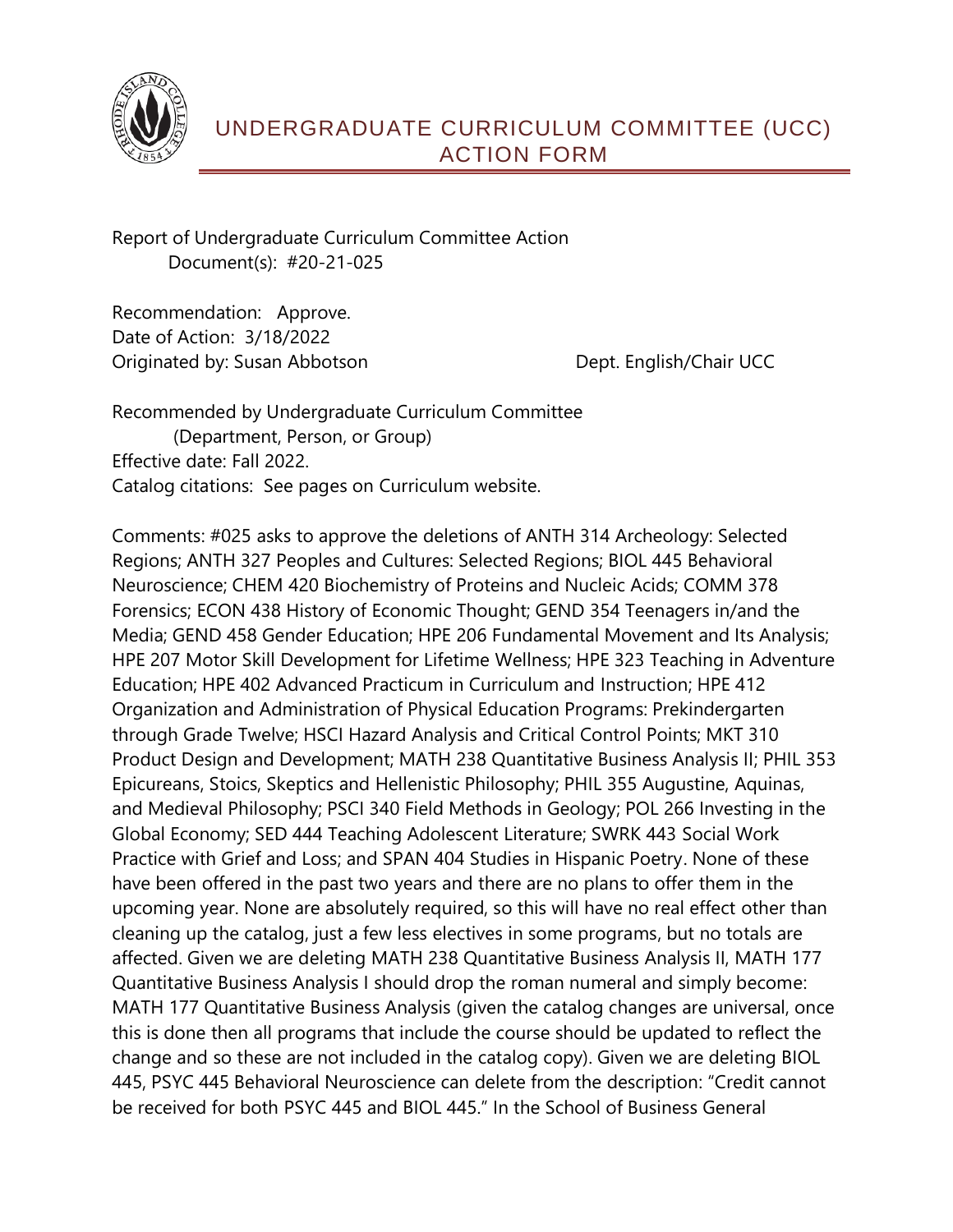# UNDERGRADUATE CURRICULUM COMMITTEE (UCC) ACTION FORM

Report of Undergraduate Curriculum Committee Action
Document(s): #20-21-025

Recommendation: Approve.
Date of Action: 3/18/2022
Originated by: Susan Abbotson Dept. English/Chair UCC

Recommended by Undergraduate Curriculum Committee
(Department, Person, or Group)
Effective date: Fall 2022.
Catalog citations: See pages on Curriculum website.

Comments: #025 asks to approve the deletions of ANTH 314 Archeology: Selected Regions; ANTH 327 Peoples and Cultures: Selected Regions; BIOL 445 Behavioral Neuroscience; CHEM 420 Biochemistry of Proteins and Nucleic Acids; COMM 378 Forensics; ECON 438 History of Economic Thought; GEND 354 Teenagers in/and the Media; GEND 458 Gender Education; HPE 206 Fundamental Movement and Its Analysis; HPE 207 Motor Skill Development for Lifetime Wellness; HPE 323 Teaching in Adventure Education; HPE 402 Advanced Practicum in Curriculum and Instruction; HPE 412 Organization and Administration of Physical Education Programs: Prekindergarten through Grade Twelve; HSCI Hazard Analysis and Critical Control Points; MKT 310 Product Design and Development; MATH 238 Quantitative Business Analysis II; PHIL 353 Epicureans, Stoics, Skeptics and Hellenistic Philosophy; PHIL 355 Augustine, Aquinas, and Medieval Philosophy; PSCI 340 Field Methods in Geology; POL 266 Investing in the Global Economy; SED 444 Teaching Adolescent Literature; SWRK 443 Social Work Practice with Grief and Loss; and SPAN 404 Studies in Hispanic Poetry. None of these have been offered in the past two years and there are no plans to offer them in the upcoming year. None are absolutely required, so this will have no real effect other than cleaning up the catalog, just a few less electives in some programs, but no totals are affected. Given we are deleting MATH 238 Quantitative Business Analysis II, MATH 177 Quantitative Business Analysis I should drop the roman numeral and simply become: MATH 177 Quantitative Business Analysis (given the catalog changes are universal, once this is done then all programs that include the course should be updated to reflect the change and so these are not included in the catalog copy). Given we are deleting BIOL 445, PSYC 445 Behavioral Neuroscience can delete from the description: "Credit cannot be received for both PSYC 445 and BIOL 445." In the School of Business General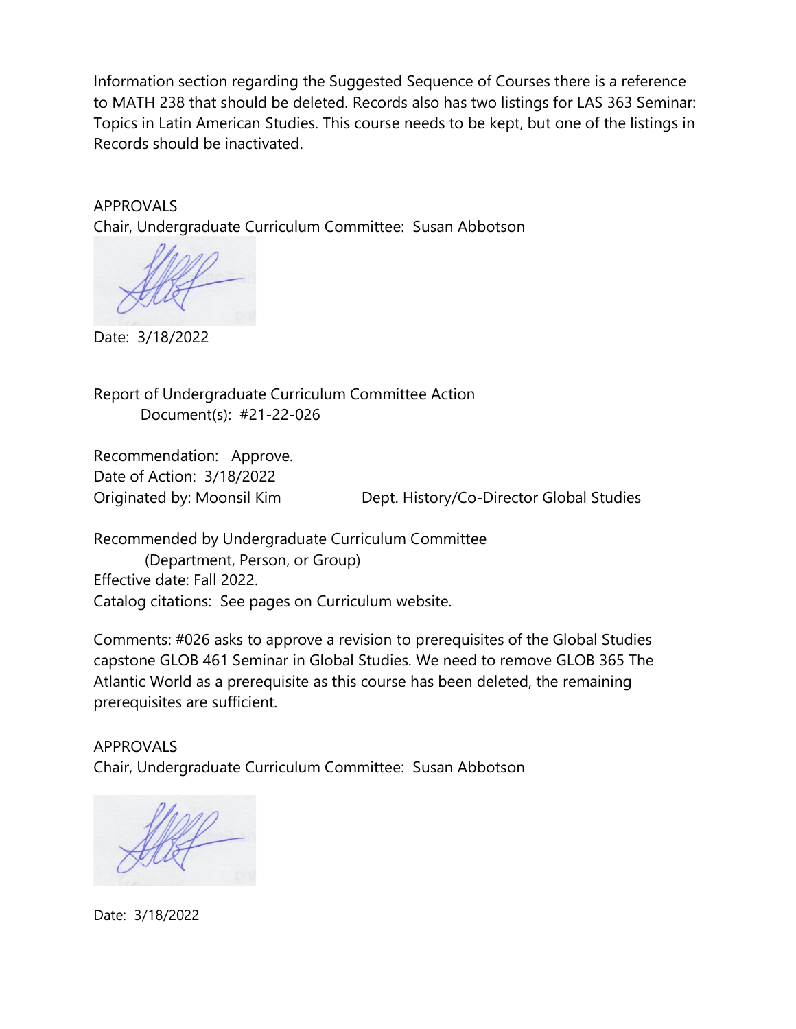Information section regarding the Suggested Sequence of Courses there is a reference to MATH 238 that should be deleted. Records also has two listings for LAS 363 Seminar: Topics in Latin American Studies. This course needs to be kept, but one of the listings in Records should be inactivated.

APPROVALS
Chair, Undergraduate Curriculum Committee: Susan Abbotson

Date: 3/18/2022

Report of Undergraduate Curriculum Committee Action
Document(s): #21-22-026

Recommendation: Approve.
Date of Action: 3/18/2022
Originated by: Moonsil Kim Dept. History/Co-Director Global Studies

Recommended by Undergraduate Curriculum Committee
(Department, Person, or Group)
Effective date: Fall 2022.
Catalog citations: See pages on Curriculum website.

Comments: #026 asks to approve a revision to prerequisites of the Global Studies capstone GLOB 461 Seminar in Global Studies. We need to remove GLOB 365 The Atlantic World as a prerequisite as this course has been deleted, the remaining prerequisites are sufficient.

APPROVALS
Chair, Undergraduate Curriculum Committee: Susan Abbotson

Date: 3/18/2022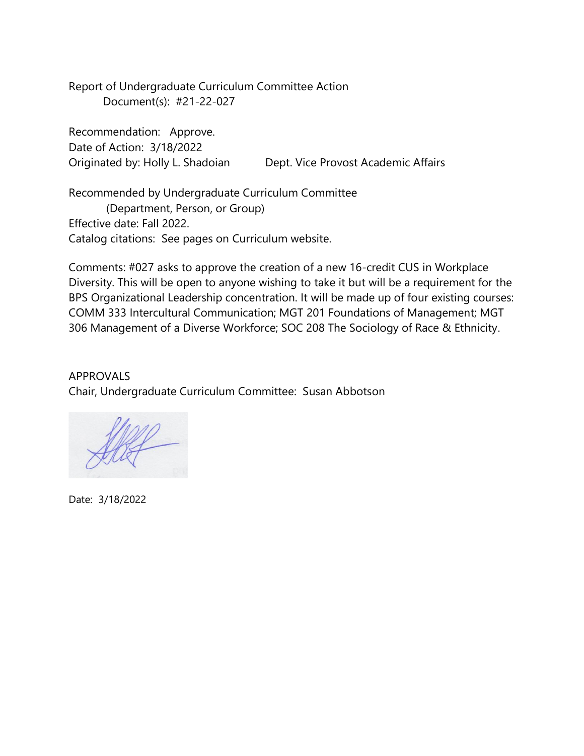Report of Undergraduate Curriculum Committee Action
Document(s): #21-22-027

Recommendation: Approve.
Date of Action: 3/18/2022
Originated by: Holly L. Shadoian Dept. Vice Provost Academic Affairs

Recommended by Undergraduate Curriculum Committee
(Department, Person, or Group)
Effective date: Fall 2022.
Catalog citations: See pages on Curriculum website.

Comments: #027 asks to approve the creation of a new 16-credit CUS in Workplace Diversity. This will be open to anyone wishing to take it but will be a requirement for the BPS Organizational Leadership concentration. It will be made up of four existing courses: COMM 333 Intercultural Communication; MGT 201 Foundations of Management; MGT 306 Management of a Diverse Workforce; SOC 208 The Sociology of Race & Ethnicity.

APPROVALS
Chair, Undergraduate Curriculum Committee: Susan Abbotson

Date: 3/18/2022